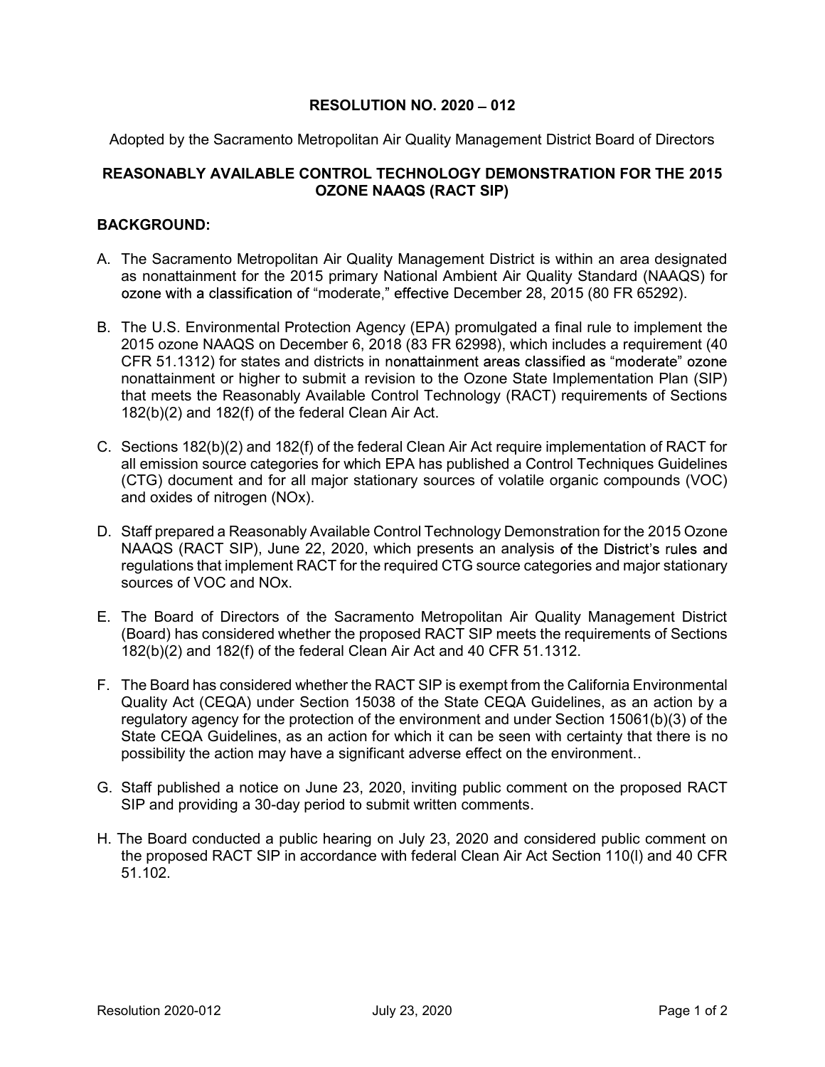**RESOLUTION NO. 2020 – 012**

Adopted by the Sacramento Metropolitan Air Quality Management District Board of Directors

**REASONABLY AVAILABLE CONTROL TECHNOLOGY DEMONSTRATION FOR THE 2015 OZONE NAAQS (RACT SIP)**

**BACKGROUND:**

A. The Sacramento Metropolitan Air Quality Management District is within an area designated as nonattainment for the 2015 primary National Ambient Air Quality Standard (NAAQS) for ozone with a classification of "moderate," effective December 28, 2015 (80 FR 65292).

B. The U.S. Environmental Protection Agency (EPA) promulgated a final rule to implement the 2015 ozone NAAQS on December 6, 2018 (83 FR 62998), which includes a requirement (40 CFR 51.1312) for states and districts in nonattainment areas classified as "moderate" ozone nonattainment or higher to submit a revision to the Ozone State Implementation Plan (SIP) that meets the Reasonably Available Control Technology (RACT) requirements of Sections 182(b)(2) and 182(f) of the federal Clean Air Act.

C. Sections 182(b)(2) and 182(f) of the federal Clean Air Act require implementation of RACT for all emission source categories for which EPA has published a Control Techniques Guidelines (CTG) document and for all major stationary sources of volatile organic compounds (VOC) and oxides of nitrogen (NOx).

D. Staff prepared a Reasonably Available Control Technology Demonstration for the 2015 Ozone NAAQS (RACT SIP), June 22, 2020, which presents an analysis of the District's rules and regulations that implement RACT for the required CTG source categories and major stationary sources of VOC and NOx.

E. The Board of Directors of the Sacramento Metropolitan Air Quality Management District (Board) has considered whether the proposed RACT SIP meets the requirements of Sections 182(b)(2) and 182(f) of the federal Clean Air Act and 40 CFR 51.1312.

F. The Board has considered whether the RACT SIP is exempt from the California Environmental Quality Act (CEQA) under Section 15038 of the State CEQA Guidelines, as an action by a regulatory agency for the protection of the environment and under Section 15061(b)(3) of the State CEQA Guidelines, as an action for which it can be seen with certainty that there is no possibility the action may have a significant adverse effect on the environment..

G. Staff published a notice on June 23, 2020, inviting public comment on the proposed RACT SIP and providing a 30-day period to submit written comments.

H. The Board conducted a public hearing on July 23, 2020 and considered public comment on the proposed RACT SIP in accordance with federal Clean Air Act Section 110(l) and 40 CFR 51.102.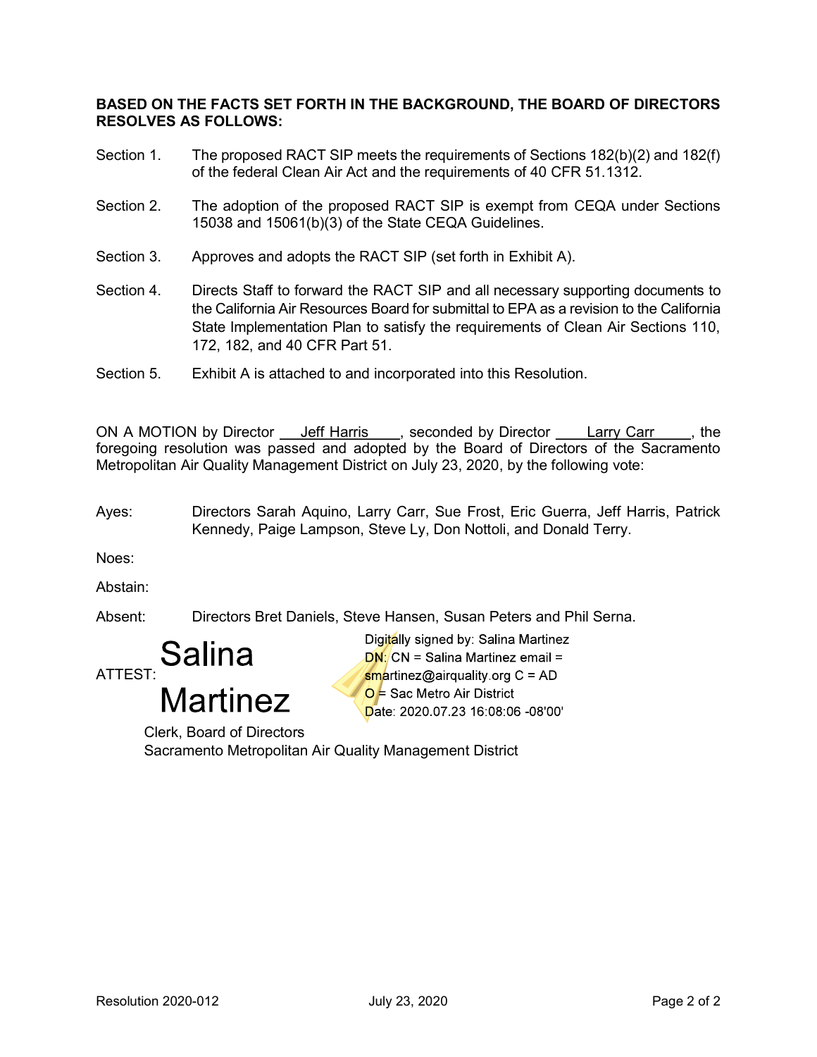**BASED ON THE FACTS SET FORTH IN THE BACKGROUND, THE BOARD OF DIRECTORS RESOLVES AS FOLLOWS:**

Section 1. The proposed RACT SIP meets the requirements of Sections 182(b)(2) and 182(f) of the federal Clean Air Act and the requirements of 40 CFR 51.1312.

Section 2. The adoption of the proposed RACT SIP is exempt from CEQA under Sections 15038 and 15061(b)(3) of the State CEQA Guidelines.

Section 3. Approves and adopts the RACT SIP (set forth in Exhibit A).

Section 4. Directs Staff to forward the RACT SIP and all necessary supporting documents to the California Air Resources Board for submittal to EPA as a revision to the California State Implementation Plan to satisfy the requirements of Clean Air Sections 110, 172, 182, and 40 CFR Part 51.

Section 5. Exhibit A is attached to and incorporated into this Resolution.

ON A MOTION by Director Jeff Harris, seconded by Director Larry Carr, the foregoing resolution was passed and adopted by the Board of Directors of the Sacramento Metropolitan Air Quality Management District on July 23, 2020, by the following vote:

Ayes: Directors Sarah Aquino, Larry Carr, Sue Frost, Eric Guerra, Jeff Harris, Patrick Kennedy, Paige Lampson, Steve Ly, Don Nottoli, and Donald Terry.

Noes:

Abstain:

Absent: Directors Bret Daniels, Steve Hansen, Susan Peters and Phil Serna.

ATTEST: Salina Martinez

Digitally signed by: Salina Martinez
DN: CN = Salina Martinez email = smartinez@airquality.org C = AD
O = Sac Metro Air District
Date: 2020.07.23 16:08:06 -08'00'

Clerk, Board of Directors
Sacramento Metropolitan Air Quality Management District

Resolution 2020-012 July 23, 2020